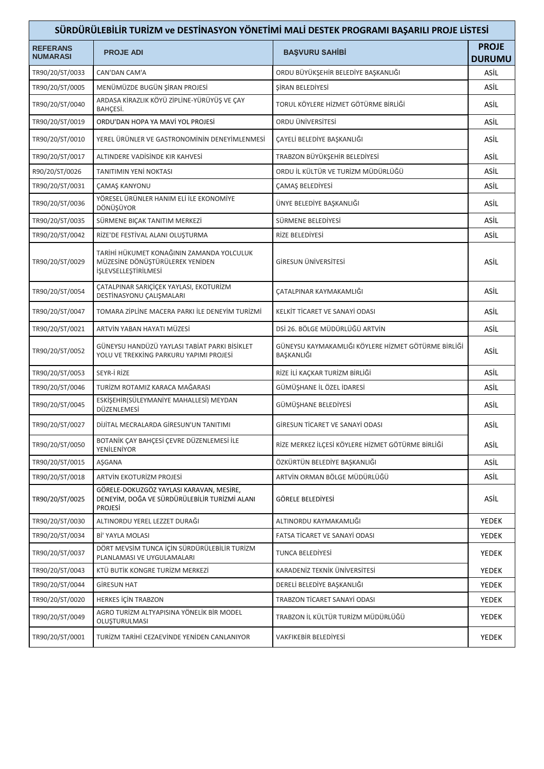# SÜRDÜRÜLEBİLİR TURİZM ve DESTİNASYON YÖNETİMİ MALİ DESTEK PROGRAMI BAŞARILI PROJE LİSTESİ

| REFERANS NUMARASI | PROJE ADI | BAŞVURU SAHİBİ | PROJE DURUMU |
|---|---|---|---|
| TR90/20/ST/0033 | CAN'DAN CAM'A | ORDU BÜYÜKŞEHİR BELEDİYE BAŞKANLIĞI | ASİL |
| TR90/20/ST/0005 | MENÜMÜZDE BUGÜN ŞİRAN PROJESİ | ŞİRAN BELEDİYESİ | ASİL |
| TR90/20/ST/0040 | ARDASA KİRAZLIK KÖYÜ ZİPLİNE-YÜRÜYÜŞ VE ÇAY BAHÇESİ. | TORUL KÖYLERE HİZMET GÖTÜRME BİRLİĞİ | ASİL |
| TR90/20/ST/0019 | ORDU'DAN HOPA YA MAVİ YOL PROJESİ | ORDU ÜNİVERSİTESİ | ASİL |
| TR90/20/ST/0010 | YEREL ÜRÜNLER VE GASTRONOMİNİN DENEYİMLENMESİ | ÇAYELİ BELEDİYE BAŞKANLIĞI | ASİL |
| TR90/20/ST/0017 | ALTINDERE VADİSİNDE KIR KAHVESİ | TRABZON BÜYÜKŞEHİR BELEDİYESİ | ASİL |
| R90/20/ST/0026 | TANITIMIN YENİ NOKTASI | ORDU İL KÜLTÜR VE TURİZM MÜDÜRLÜĞÜ | ASİL |
| TR90/20/ST/0031 | ÇAMAŞ KANYONU | ÇAMAŞ BELEDİYESİ | ASİL |
| TR90/20/ST/0036 | YÖRESEL ÜRÜNLER HANIM ELİ İLE EKONOMİYE DÖNÜŞÜYOR | ÜNYE BELEDİYE BAŞKANLIĞI | ASİL |
| TR90/20/ST/0035 | SÜRMENE BIÇAK TANITIM MERKEZİ | SÜRMENE BELEDİYESİ | ASİL |
| TR90/20/ST/0042 | RİZE'DE FESTİVAL ALANI OLUŞTURMA | RİZE BELEDİYESİ | ASİL |
| TR90/20/ST/0029 | TARİHİ HÜKUMET KONAĞININ ZAMANDA YOLCULUK MÜZESİNE DÖNÜŞTÜRÜLEREK YENİDEN İŞLEVSELLEŞTİRİLMESİ | GİRESUN ÜNİVERSİTESİ | ASİL |
| TR90/20/ST/0054 | ÇATALPINAR SARIÇİÇEK YAYLASI, EKOTURİZM DESTİNASYONU ÇALIŞMALARI | ÇATALPINAR KAYMAKAMLIĞI | ASİL |
| TR90/20/ST/0047 | TOMARA ZİPLİNE MACERA PARKI İLE DENEYİM TURİZMİ | KELKİT TİCARET VE SANAYİ ODASI | ASİL |
| TR90/20/ST/0021 | ARTVİN YABAN HAYATI MÜZESİ | DSİ 26. BÖLGE MÜDÜRLÜĞÜ ARTVİN | ASİL |
| TR90/20/ST/0052 | GÜNEYSU HANDÜZÜ YAYLASI TABİAT PARKI BİSİKLET YOLU VE TREKKİNG PARKURU YAPIMI PROJESİ | GÜNEYSU KAYMAKAMLIĞI KÖYLERE HİZMET GÖTÜRME BİRLİĞİ BAŞKANLIĞI | ASİL |
| TR90/20/ST/0053 | SEYR-İ RİZE | RİZE İLİ KAÇKAR TURİZM BİRLİĞİ | ASİL |
| TR90/20/ST/0046 | TURİZM ROTAMIZ KARACA MAĞARASI | GÜMÜŞHANE İL ÖZEL İDARESİ | ASİL |
| TR90/20/ST/0045 | ESKİŞEHİR(SÜLEYMANİYE MAHALLESİ) MEYDAN DÜZENLEMESİ | GÜMÜŞHANE BELEDİYESİ | ASİL |
| TR90/20/ST/0027 | DİJİTAL MECRALARDA GİRESUN'UN TANITIMI | GİRESUN TİCARET VE SANAYİ ODASI | ASİL |
| TR90/20/ST/0050 | BOTANİK ÇAY BAHÇESİ ÇEVRE DÜZENLEMESİ İLE YENİLENİYOR | RİZE MERKEZ İLÇESİ KÖYLERE HİZMET GÖTÜRME BİRLİĞİ | ASİL |
| TR90/20/ST/0015 | AŞGANA | ÖZKÜRTÜN BELEDİYE BAŞKANLIĞI | ASİL |
| TR90/20/ST/0018 | ARTVİN EKOTURİZM PROJESİ | ARTVİN ORMAN BÖLGE MÜDÜRLÜĞÜ | ASİL |
| TR90/20/ST/0025 | GÖRELE-DOKUZGÖZ YAYLASI KARAVAN, MESİRE, DENEYİM, DOĞA VE SÜRDÜRÜLEBİLİR TURİZMİ ALANI PROJESİ | GÖRELE BELEDİYESİ | ASİL |
| TR90/20/ST/0030 | ALTINORDU YEREL LEZZET DURAĞI | ALTINORDU KAYMAKAMLIĞI | YEDEK |
| TR90/20/ST/0034 | Bİ' YAYLA MOLASI | FATSA TİCARET VE SANAYİ ODASI | YEDEK |
| TR90/20/ST/0037 | DÖRT MEVSİM TUNCA İÇİN SÜRDÜRÜLEBİLİR TURİZM PLANLAMASI VE UYGULAMALARI | TUNCA BELEDİYESİ | YEDEK |
| TR90/20/ST/0043 | KTÜ BUTİK KONGRE TURİZM MERKEZİ | KARADENİZ TEKNİK ÜNİVERSİTESİ | YEDEK |
| TR90/20/ST/0044 | GİRESUN HAT | DERELİ BELEDİYE BAŞKANLIĞI | YEDEK |
| TR90/20/ST/0020 | HERKES İÇİN TRABZON | TRABZON TİCARET SANAYİ ODASI | YEDEK |
| TR90/20/ST/0049 | AGRO TURİZM ALTYAPISINA YÖNELİK BİR MODEL OLUŞTURULMASI | TRABZON İL KÜLTÜR TURİZM MÜDÜRLÜĞÜ | YEDEK |
| TR90/20/ST/0001 | TURİZM TARİHİ CEZAEVİNDE YENİDEN CANLANIYOR | VAKFIKEBİR BELEDİYESİ | YEDEK |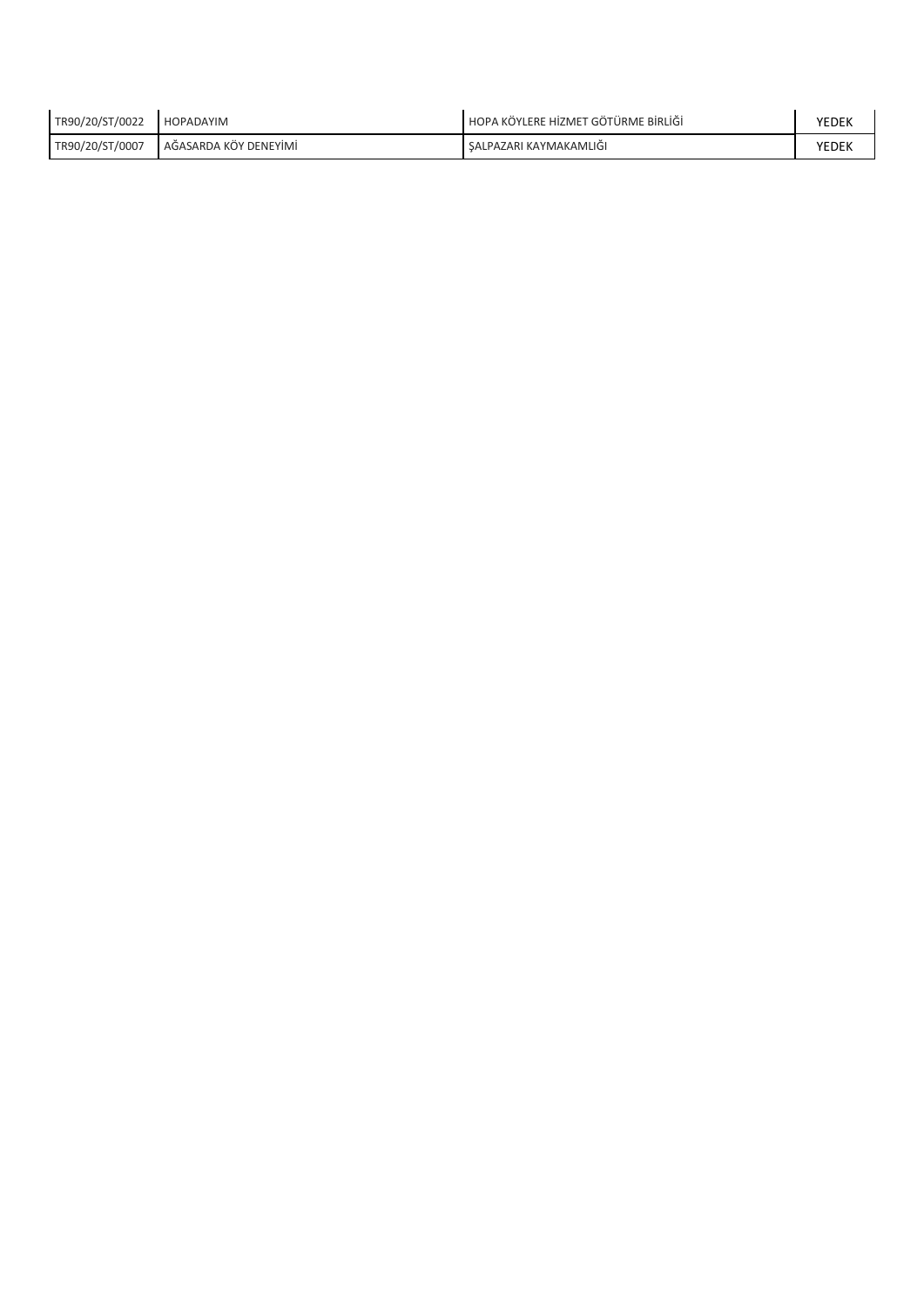| | | | |
|---|---|---|---|
| TR90/20/ST/0022 | HOPADAYIM | HOPA KÖYLERE HİZMET GÖTÜRME BİRLİĞİ | YEDEK |
| TR90/20/ST/0007 | AĞASARDA KÖY DENEYİMİ | ŞALPAZARI KAYMAKAMLIĞI | YEDEK |